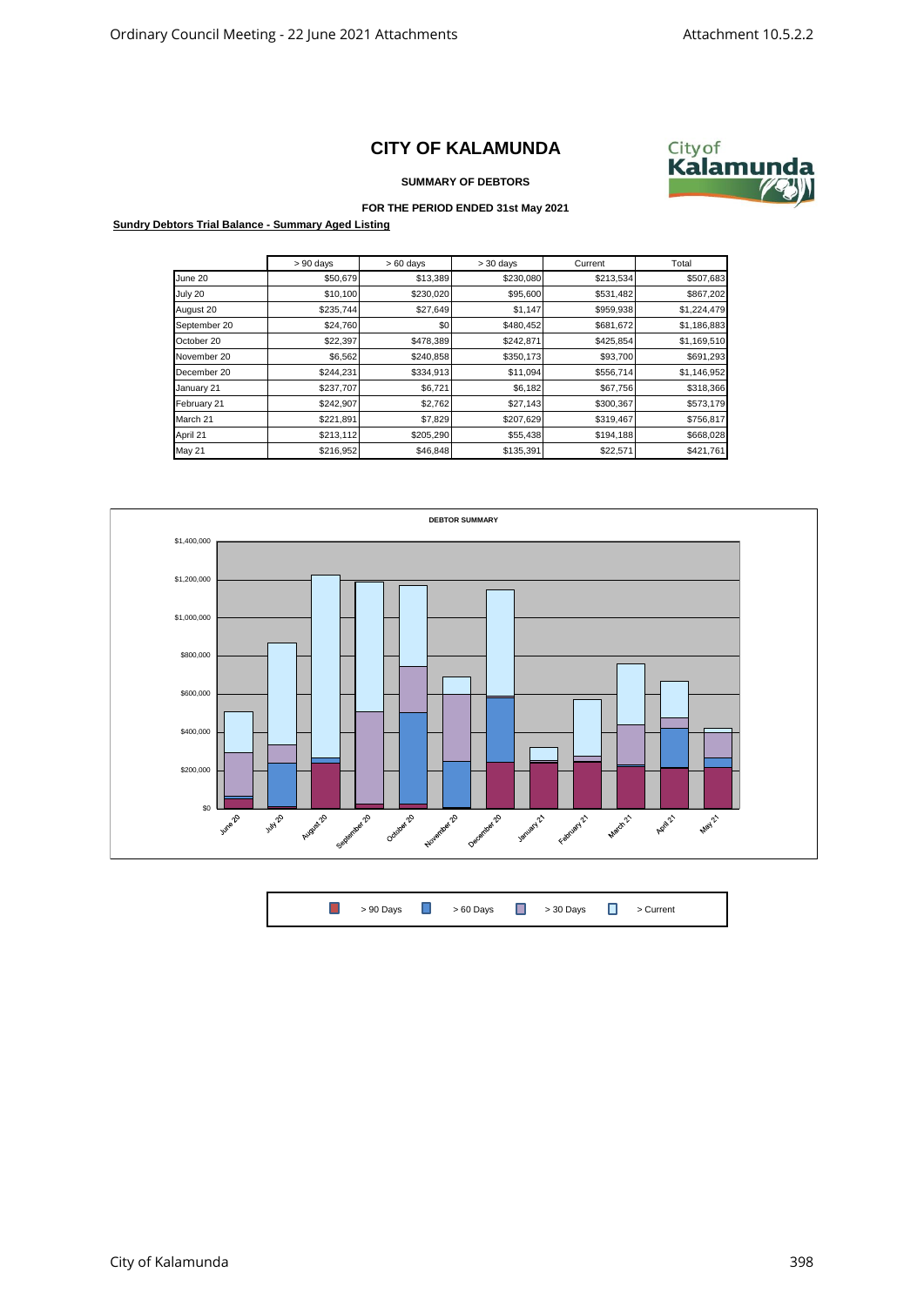# CITY OF KALAMUNDA

**SUMMARY OF DEBTORS**

**FOR THE PERIOD ENDED 31st May 2021**

**Sundry Debtors Trial Balance - Summary Aged Listing**

| | > 90 days | > 60 days | > 30 days | Current | Total |
|---|---|---|---|---|---|
| June 20 | $50,679 | $13,389 | $230,080 | $213,534 | $507,683 |
| July 20 | $10,100 | $230,020 | $95,600 | $531,482 | $867,202 |
| August 20 | $235,744 | $27,649 | $1,147 | $959,938 | $1,224,479 |
| September 20 | $24,760 | $0 | $480,452 | $681,672 | $1,186,883 |
| October 20 | $22,397 | $478,389 | $242,871 | $425,854 | $1,169,510 |
| November 20 | $6,562 | $240,858 | $350,173 | $93,700 | $691,293 |
| December 20 | $244,231 | $334,913 | $11,094 | $556,714 | $1,146,952 |
| January 21 | $237,707 | $6,721 | $6,182 | $67,756 | $318,366 |
| February 21 | $242,907 | $2,762 | $27,143 | $300,367 | $573,179 |
| March 21 | $221,891 | $7,829 | $207,629 | $319,467 | $756,817 |
| April 21 | $213,112 | $205,290 | $55,438 | $194,188 | $668,028 |
| May 21 | $216,952 | $46,848 | $135,391 | $22,571 | $421,761 |

**DEBTOR SUMMARY**

> 90 Days | > 60 Days | > 30 Days | > Current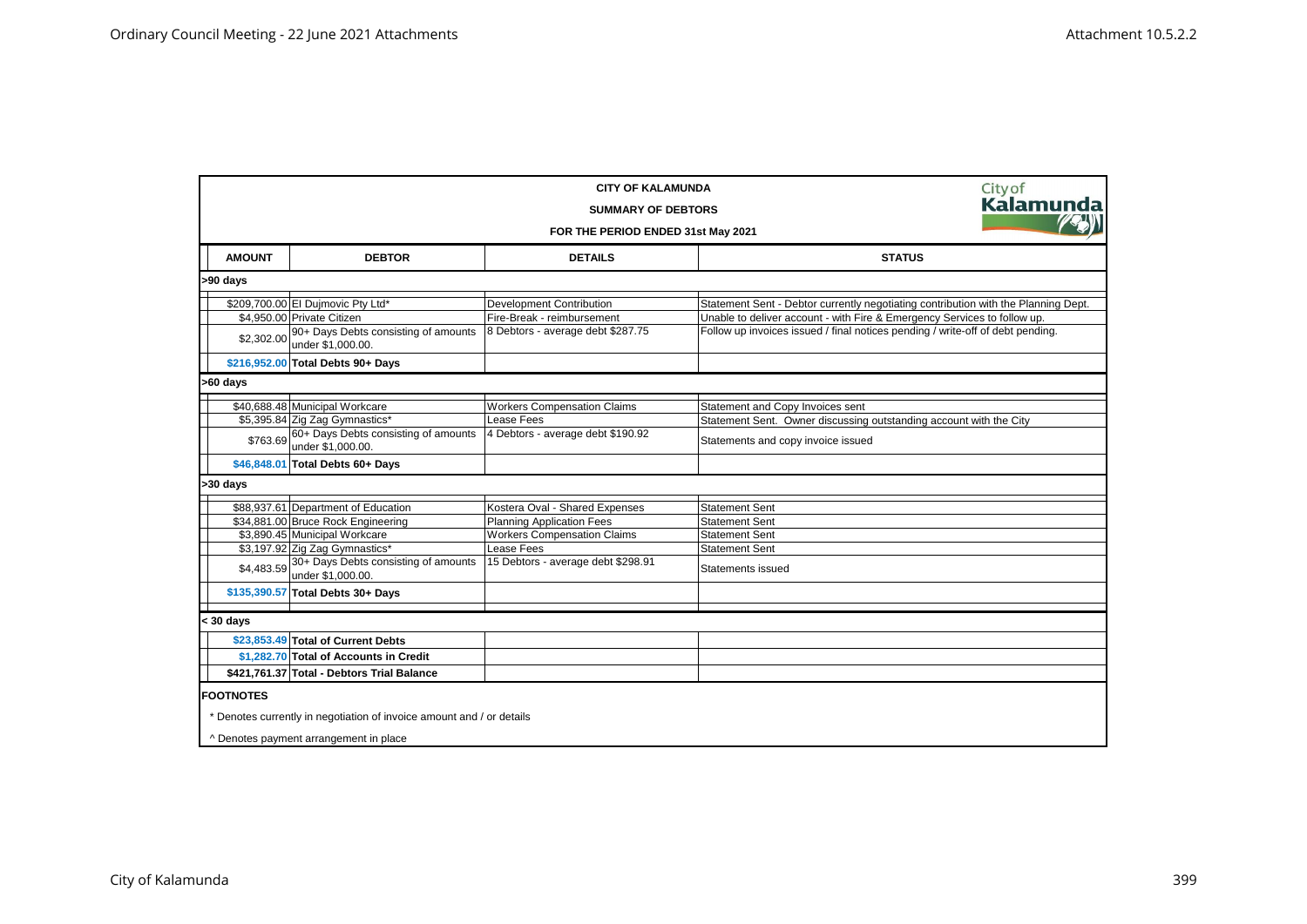**CITY OF KALAMUNDA**

**SUMMARY OF DEBTORS**

**FOR THE PERIOD ENDED 31st May 2021**

| AMOUNT | DEBTOR | DETAILS | STATUS |
|---|---|---|---|
| **>90 days** | | | |
| $209,700.00 | El Dujmovic Pty Ltd* | Development Contribution | Statement Sent - Debtor currently negotiating contribution with the Planning Dept. |
| $4,950.00 | Private Citizen | Fire-Break - reimbursement | Unable to deliver account - with Fire & Emergency Services to follow up. |
| $2,302.00 | 90+ Days Debts consisting of amounts under $1,000.00. | 8 Debtors - average debt $287.75 | Follow up invoices issued / final notices pending / write-off of debt pending. |
| **$216,952.00** | **Total Debts 90+ Days** | | |
| **>60 days** | | | |
| $40,688.48 | Municipal Workcare | Workers Compensation Claims | Statement and Copy Invoices sent |
| $5,395.84 | Zig Zag Gymnastics* | Lease Fees | Statement Sent. Owner discussing outstanding account with the City |
| $763.69 | 60+ Days Debts consisting of amounts under $1,000.00. | 4 Debtors - average debt $190.92 | Statements and copy invoice issued |
| **$46,848.01** | **Total Debts 60+ Days** | | |
| **>30 days** | | | |
| $88,937.61 | Department of Education | Kostera Oval - Shared Expenses | Statement Sent |
| $34,881.00 | Bruce Rock Engineering | Planning Application Fees | Statement Sent |
| $3,890.45 | Municipal Workcare | Workers Compensation Claims | Statement Sent |
| $3,197.92 | Zig Zag Gymnastics* | Lease Fees | Statement Sent |
| $4,483.59 | 30+ Days Debts consisting of amounts under $1,000.00. | 15 Debtors - average debt $298.91 | Statements issued |
| **$135,390.57** | **Total Debts 30+ Days** | | |
| **< 30 days** | | | |
| **$23,853.49** | **Total of Current Debts** | | |
| **$1,282.70** | **Total of Accounts in Credit** | | |
| **$421,761.37** | **Total - Debtors Trial Balance** | | |

**FOOTNOTES**

\* Denotes currently in negotiation of invoice amount and / or details

^ Denotes payment arrangement in place